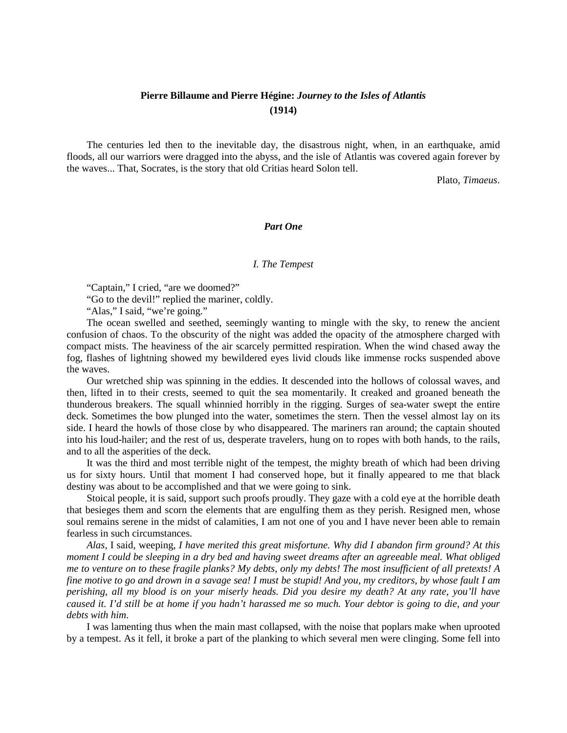# **Pierre Billaume and Pierre Hégine:** ***Journey to the Isles of Atlantis*** **(1914)**

The centuries led then to the inevitable day, the disastrous night, when, in an earthquake, amid floods, all our warriors were dragged into the abyss, and the isle of Atlantis was covered again forever by the waves... That, Socrates, is the story that old Critias heard Solon tell.

Plato, *Timaeus*.

## ***Part One***

### *I. The Tempest*

"Captain," I cried, "are we doomed?"

"Go to the devil!" replied the mariner, coldly.

"Alas," I said, "we're going."

The ocean swelled and seethed, seemingly wanting to mingle with the sky, to renew the ancient confusion of chaos. To the obscurity of the night was added the opacity of the atmosphere charged with compact mists. The heaviness of the air scarcely permitted respiration. When the wind chased away the fog, flashes of lightning showed my bewildered eyes livid clouds like immense rocks suspended above the waves.

Our wretched ship was spinning in the eddies. It descended into the hollows of colossal waves, and then, lifted in to their crests, seemed to quit the sea momentarily. It creaked and groaned beneath the thunderous breakers. The squall whinnied horribly in the rigging. Surges of sea-water swept the entire deck. Sometimes the bow plunged into the water, sometimes the stern. Then the vessel almost lay on its side. I heard the howls of those close by who disappeared. The mariners ran around; the captain shouted into his loud-hailer; and the rest of us, desperate travelers, hung on to ropes with both hands, to the rails, and to all the asperities of the deck.

It was the third and most terrible night of the tempest, the mighty breath of which had been driving us for sixty hours. Until that moment I had conserved hope, but it finally appeared to me that black destiny was about to be accomplished and that we were going to sink.

Stoical people, it is said, support such proofs proudly. They gaze with a cold eye at the horrible death that besieges them and scorn the elements that are engulfing them as they perish. Resigned men, whose soul remains serene in the midst of calamities, I am not one of you and I have never been able to remain fearless in such circumstances.

*Alas*, I said, weeping, *I have merited this great misfortune. Why did I abandon firm ground? At this moment I could be sleeping in a dry bed and having sweet dreams after an agreeable meal. What obliged me to venture on to these fragile planks? My debts, only my debts! The most insufficient of all pretexts! A fine motive to go and drown in a savage sea! I must be stupid! And you, my creditors, by whose fault I am perishing, all my blood is on your miserly heads. Did you desire my death? At any rate, you'll have caused it. I'd still be at home if you hadn't harassed me so much. Your debtor is going to die, and your debts with him*.

I was lamenting thus when the main mast collapsed, with the noise that poplars make when uprooted by a tempest. As it fell, it broke a part of the planking to which several men were clinging. Some fell into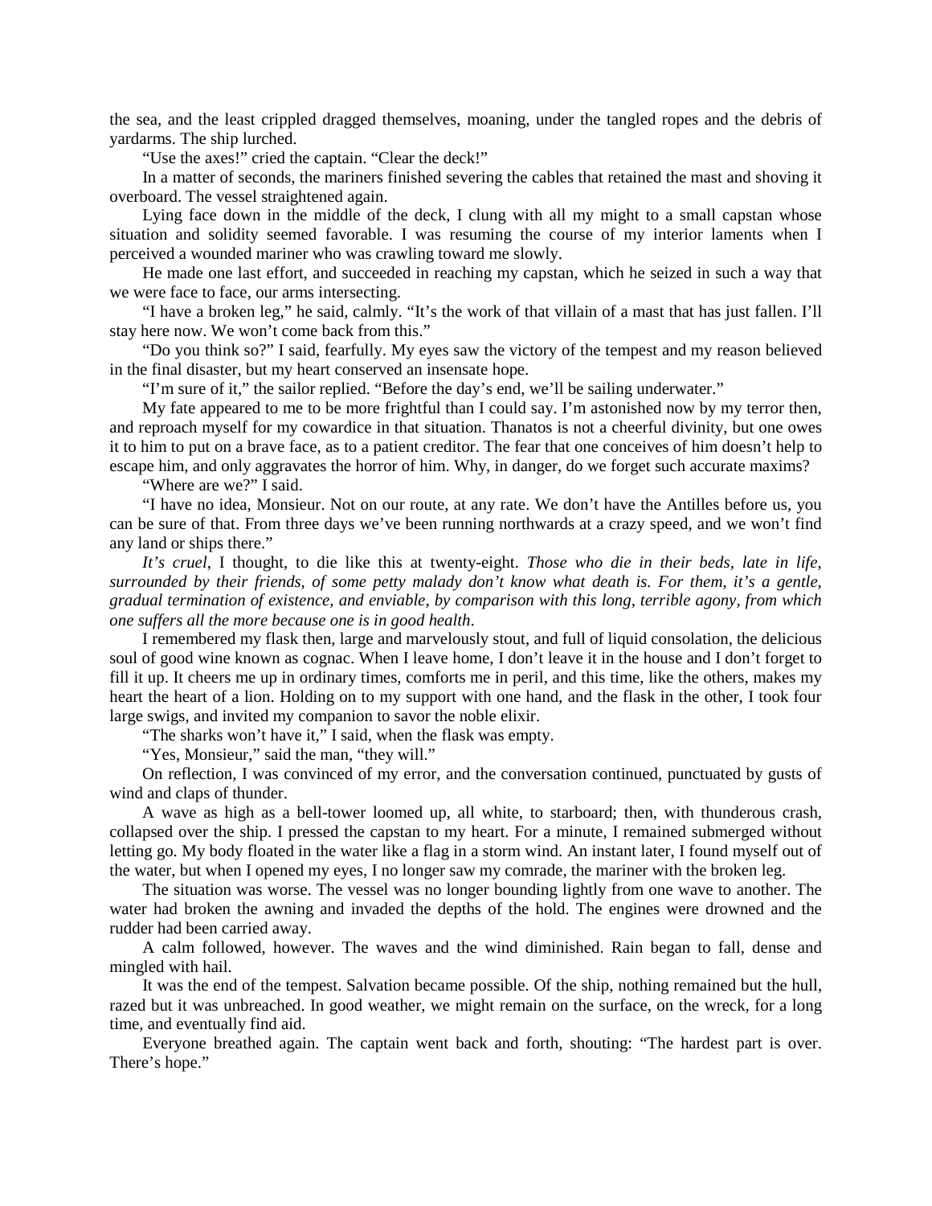the sea, and the least crippled dragged themselves, moaning, under the tangled ropes and the debris of yardarms. The ship lurched.

"Use the axes!" cried the captain. "Clear the deck!"

In a matter of seconds, the mariners finished severing the cables that retained the mast and shoving it overboard. The vessel straightened again.

Lying face down in the middle of the deck, I clung with all my might to a small capstan whose situation and solidity seemed favorable. I was resuming the course of my interior laments when I perceived a wounded mariner who was crawling toward me slowly.

He made one last effort, and succeeded in reaching my capstan, which he seized in such a way that we were face to face, our arms intersecting.

"I have a broken leg," he said, calmly. "It's the work of that villain of a mast that has just fallen. I'll stay here now. We won't come back from this."

"Do you think so?" I said, fearfully. My eyes saw the victory of the tempest and my reason believed in the final disaster, but my heart conserved an insensate hope.

"I'm sure of it," the sailor replied. "Before the day's end, we'll be sailing underwater."

My fate appeared to me to be more frightful than I could say. I'm astonished now by my terror then, and reproach myself for my cowardice in that situation. Thanatos is not a cheerful divinity, but one owes it to him to put on a brave face, as to a patient creditor. The fear that one conceives of him doesn't help to escape him, and only aggravates the horror of him. Why, in danger, do we forget such accurate maxims?

"Where are we?" I said.

"I have no idea, Monsieur. Not on our route, at any rate. We don't have the Antilles before us, you can be sure of that. From three days we've been running northwards at a crazy speed, and we won't find any land or ships there."

*It's cruel*, I thought, to die like this at twenty-eight. *Those who die in their beds, late in life, surrounded by their friends, of some petty malady don't know what death is. For them, it's a gentle, gradual termination of existence, and enviable, by comparison with this long, terrible agony, from which one suffers all the more because one is in good health*.

I remembered my flask then, large and marvelously stout, and full of liquid consolation, the delicious soul of good wine known as cognac. When I leave home, I don't leave it in the house and I don't forget to fill it up. It cheers me up in ordinary times, comforts me in peril, and this time, like the others, makes my heart the heart of a lion. Holding on to my support with one hand, and the flask in the other, I took four large swigs, and invited my companion to savor the noble elixir.

"The sharks won't have it," I said, when the flask was empty.

"Yes, Monsieur," said the man, "they will."

On reflection, I was convinced of my error, and the conversation continued, punctuated by gusts of wind and claps of thunder.

A wave as high as a bell-tower loomed up, all white, to starboard; then, with thunderous crash, collapsed over the ship. I pressed the capstan to my heart. For a minute, I remained submerged without letting go. My body floated in the water like a flag in a storm wind. An instant later, I found myself out of the water, but when I opened my eyes, I no longer saw my comrade, the mariner with the broken leg.

The situation was worse. The vessel was no longer bounding lightly from one wave to another. The water had broken the awning and invaded the depths of the hold. The engines were drowned and the rudder had been carried away.

A calm followed, however. The waves and the wind diminished. Rain began to fall, dense and mingled with hail.

It was the end of the tempest. Salvation became possible. Of the ship, nothing remained but the hull, razed but it was unbreached. In good weather, we might remain on the surface, on the wreck, for a long time, and eventually find aid.

Everyone breathed again. The captain went back and forth, shouting: "The hardest part is over. There's hope."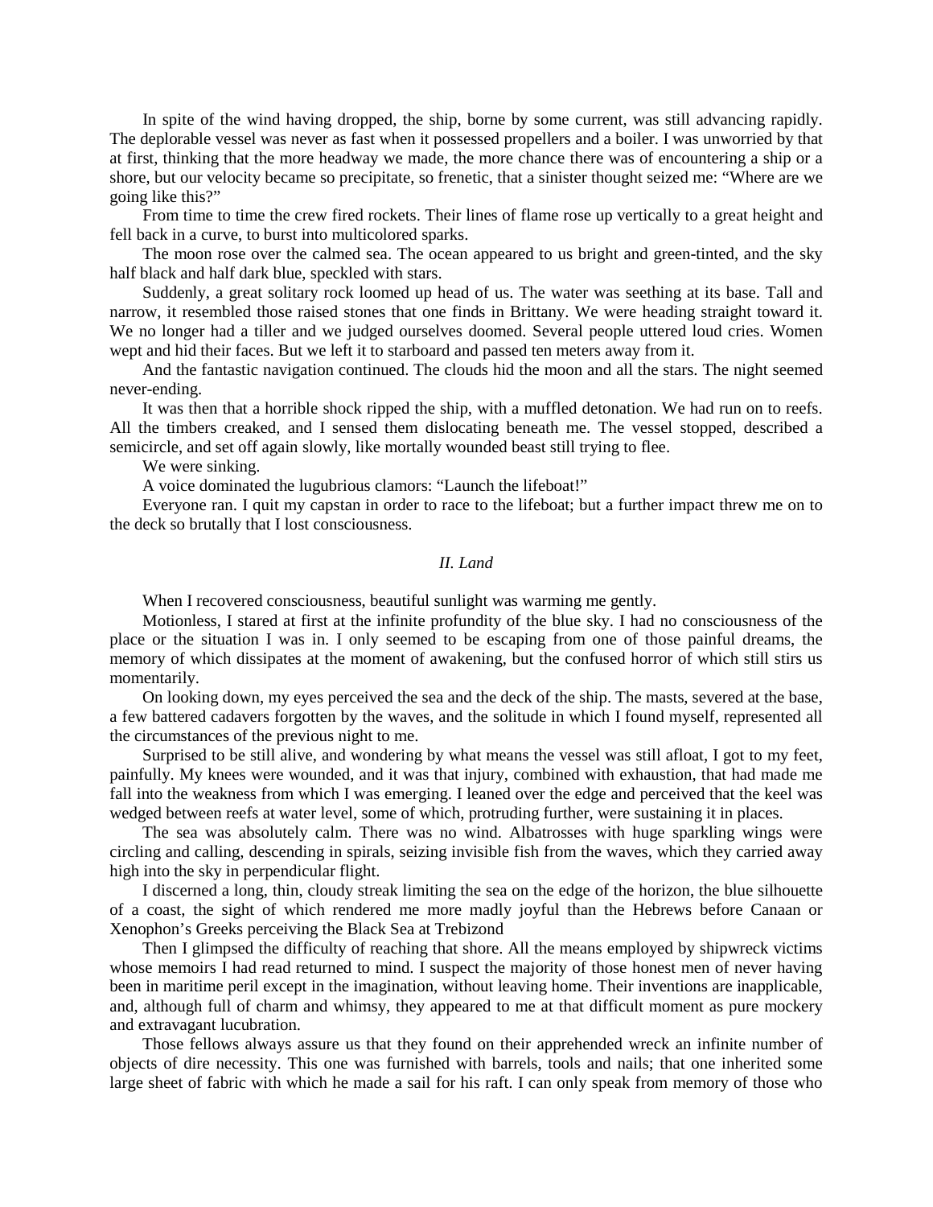In spite of the wind having dropped, the ship, borne by some current, was still advancing rapidly. The deplorable vessel was never as fast when it possessed propellers and a boiler. I was unworried by that at first, thinking that the more headway we made, the more chance there was of encountering a ship or a shore, but our velocity became so precipitate, so frenetic, that a sinister thought seized me: "Where are we going like this?"

From time to time the crew fired rockets. Their lines of flame rose up vertically to a great height and fell back in a curve, to burst into multicolored sparks.

The moon rose over the calmed sea. The ocean appeared to us bright and green-tinted, and the sky half black and half dark blue, speckled with stars.

Suddenly, a great solitary rock loomed up head of us. The water was seething at its base. Tall and narrow, it resembled those raised stones that one finds in Brittany. We were heading straight toward it. We no longer had a tiller and we judged ourselves doomed. Several people uttered loud cries. Women wept and hid their faces. But we left it to starboard and passed ten meters away from it.

And the fantastic navigation continued. The clouds hid the moon and all the stars. The night seemed never-ending.

It was then that a horrible shock ripped the ship, with a muffled detonation. We had run on to reefs. All the timbers creaked, and I sensed them dislocating beneath me. The vessel stopped, described a semicircle, and set off again slowly, like mortally wounded beast still trying to flee.

We were sinking.

A voice dominated the lugubrious clamors: "Launch the lifeboat!"

Everyone ran. I quit my capstan in order to race to the lifeboat; but a further impact threw me on to the deck so brutally that I lost consciousness.

## *II. Land*

When I recovered consciousness, beautiful sunlight was warming me gently.

Motionless, I stared at first at the infinite profundity of the blue sky. I had no consciousness of the place or the situation I was in. I only seemed to be escaping from one of those painful dreams, the memory of which dissipates at the moment of awakening, but the confused horror of which still stirs us momentarily.

On looking down, my eyes perceived the sea and the deck of the ship. The masts, severed at the base, a few battered cadavers forgotten by the waves, and the solitude in which I found myself, represented all the circumstances of the previous night to me.

Surprised to be still alive, and wondering by what means the vessel was still afloat, I got to my feet, painfully. My knees were wounded, and it was that injury, combined with exhaustion, that had made me fall into the weakness from which I was emerging. I leaned over the edge and perceived that the keel was wedged between reefs at water level, some of which, protruding further, were sustaining it in places.

The sea was absolutely calm. There was no wind. Albatrosses with huge sparkling wings were circling and calling, descending in spirals, seizing invisible fish from the waves, which they carried away high into the sky in perpendicular flight.

I discerned a long, thin, cloudy streak limiting the sea on the edge of the horizon, the blue silhouette of a coast, the sight of which rendered me more madly joyful than the Hebrews before Canaan or Xenophon's Greeks perceiving the Black Sea at Trebizond

Then I glimpsed the difficulty of reaching that shore. All the means employed by shipwreck victims whose memoirs I had read returned to mind. I suspect the majority of those honest men of never having been in maritime peril except in the imagination, without leaving home. Their inventions are inapplicable, and, although full of charm and whimsy, they appeared to me at that difficult moment as pure mockery and extravagant lucubration.

Those fellows always assure us that they found on their apprehended wreck an infinite number of objects of dire necessity. This one was furnished with barrels, tools and nails; that one inherited some large sheet of fabric with which he made a sail for his raft. I can only speak from memory of those who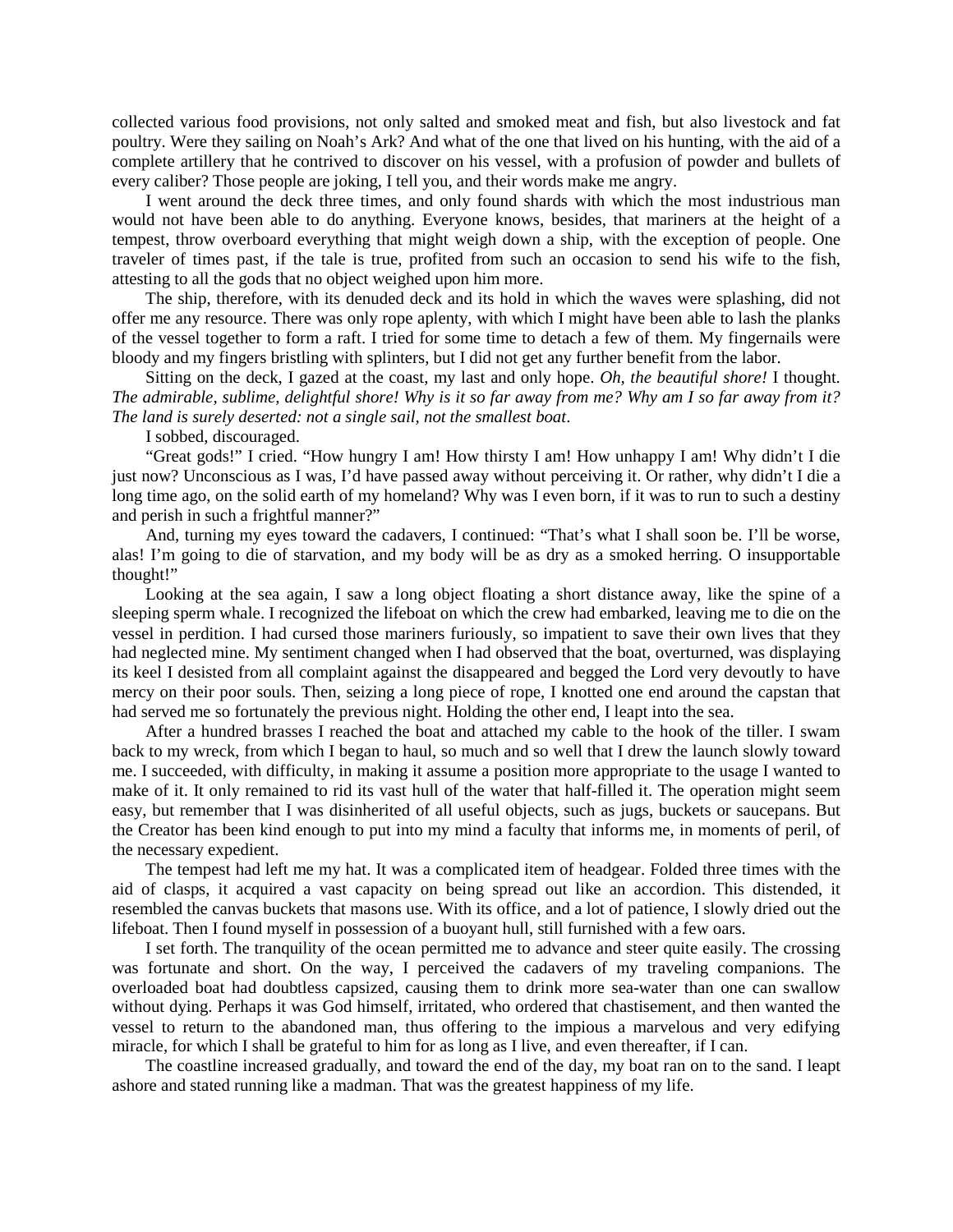collected various food provisions, not only salted and smoked meat and fish, but also livestock and fat poultry. Were they sailing on Noah's Ark? And what of the one that lived on his hunting, with the aid of a complete artillery that he contrived to discover on his vessel, with a profusion of powder and bullets of every caliber? Those people are joking, I tell you, and their words make me angry.

I went around the deck three times, and only found shards with which the most industrious man would not have been able to do anything. Everyone knows, besides, that mariners at the height of a tempest, throw overboard everything that might weigh down a ship, with the exception of people. One traveler of times past, if the tale is true, profited from such an occasion to send his wife to the fish, attesting to all the gods that no object weighed upon him more.

The ship, therefore, with its denuded deck and its hold in which the waves were splashing, did not offer me any resource. There was only rope aplenty, with which I might have been able to lash the planks of the vessel together to form a raft. I tried for some time to detach a few of them. My fingernails were bloody and my fingers bristling with splinters, but I did not get any further benefit from the labor.

Sitting on the deck, I gazed at the coast, my last and only hope. *Oh, the beautiful shore!* I thought. *The admirable, sublime, delightful shore! Why is it so far away from me? Why am I so far away from it? The land is surely deserted: not a single sail, not the smallest boat*.

I sobbed, discouraged.

"Great gods!" I cried. "How hungry I am! How thirsty I am! How unhappy I am! Why didn't I die just now? Unconscious as I was, I'd have passed away without perceiving it. Or rather, why didn't I die a long time ago, on the solid earth of my homeland? Why was I even born, if it was to run to such a destiny and perish in such a frightful manner?"

And, turning my eyes toward the cadavers, I continued: "That's what I shall soon be. I'll be worse, alas! I'm going to die of starvation, and my body will be as dry as a smoked herring. O insupportable thought!"

Looking at the sea again, I saw a long object floating a short distance away, like the spine of a sleeping sperm whale. I recognized the lifeboat on which the crew had embarked, leaving me to die on the vessel in perdition. I had cursed those mariners furiously, so impatient to save their own lives that they had neglected mine. My sentiment changed when I had observed that the boat, overturned, was displaying its keel I desisted from all complaint against the disappeared and begged the Lord very devoutly to have mercy on their poor souls. Then, seizing a long piece of rope, I knotted one end around the capstan that had served me so fortunately the previous night. Holding the other end, I leapt into the sea.

After a hundred brasses I reached the boat and attached my cable to the hook of the tiller. I swam back to my wreck, from which I began to haul, so much and so well that I drew the launch slowly toward me. I succeeded, with difficulty, in making it assume a position more appropriate to the usage I wanted to make of it. It only remained to rid its vast hull of the water that half-filled it. The operation might seem easy, but remember that I was disinherited of all useful objects, such as jugs, buckets or saucepans. But the Creator has been kind enough to put into my mind a faculty that informs me, in moments of peril, of the necessary expedient.

The tempest had left me my hat. It was a complicated item of headgear. Folded three times with the aid of clasps, it acquired a vast capacity on being spread out like an accordion. This distended, it resembled the canvas buckets that masons use. With its office, and a lot of patience, I slowly dried out the lifeboat. Then I found myself in possession of a buoyant hull, still furnished with a few oars.

I set forth. The tranquility of the ocean permitted me to advance and steer quite easily. The crossing was fortunate and short. On the way, I perceived the cadavers of my traveling companions. The overloaded boat had doubtless capsized, causing them to drink more sea-water than one can swallow without dying. Perhaps it was God himself, irritated, who ordered that chastisement, and then wanted the vessel to return to the abandoned man, thus offering to the impious a marvelous and very edifying miracle, for which I shall be grateful to him for as long as I live, and even thereafter, if I can.

The coastline increased gradually, and toward the end of the day, my boat ran on to the sand. I leapt ashore and stated running like a madman. That was the greatest happiness of my life.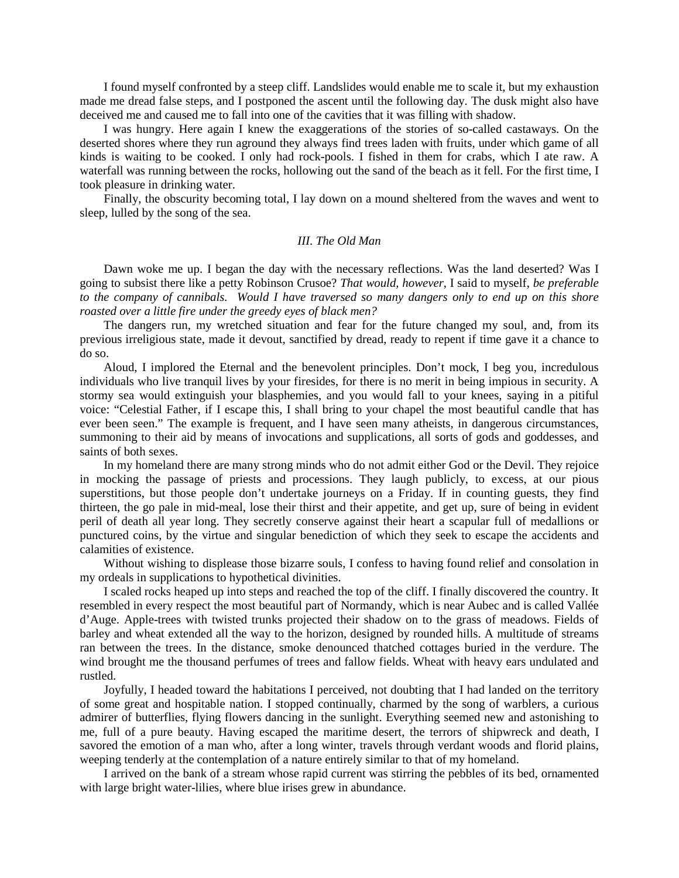I found myself confronted by a steep cliff. Landslides would enable me to scale it, but my exhaustion made me dread false steps, and I postponed the ascent until the following day. The dusk might also have deceived me and caused me to fall into one of the cavities that it was filling with shadow.

I was hungry. Here again I knew the exaggerations of the stories of so-called castaways. On the deserted shores where they run aground they always find trees laden with fruits, under which game of all kinds is waiting to be cooked. I only had rock-pools. I fished in them for crabs, which I ate raw. A waterfall was running between the rocks, hollowing out the sand of the beach as it fell. For the first time, I took pleasure in drinking water.

Finally, the obscurity becoming total, I lay down on a mound sheltered from the waves and went to sleep, lulled by the song of the sea.

### *III. The Old Man*

Dawn woke me up. I began the day with the necessary reflections. Was the land deserted? Was I going to subsist there like a petty Robinson Crusoe? *That would, however*, I said to myself, *be preferable to the company of cannibals. Would I have traversed so many dangers only to end up on this shore roasted over a little fire under the greedy eyes of black men?*

The dangers run, my wretched situation and fear for the future changed my soul, and, from its previous irreligious state, made it devout, sanctified by dread, ready to repent if time gave it a chance to do so.

Aloud, I implored the Eternal and the benevolent principles. Don't mock, I beg you, incredulous individuals who live tranquil lives by your firesides, for there is no merit in being impious in security. A stormy sea would extinguish your blasphemies, and you would fall to your knees, saying in a pitiful voice: "Celestial Father, if I escape this, I shall bring to your chapel the most beautiful candle that has ever been seen." The example is frequent, and I have seen many atheists, in dangerous circumstances, summoning to their aid by means of invocations and supplications, all sorts of gods and goddesses, and saints of both sexes.

In my homeland there are many strong minds who do not admit either God or the Devil. They rejoice in mocking the passage of priests and processions. They laugh publicly, to excess, at our pious superstitions, but those people don't undertake journeys on a Friday. If in counting guests, they find thirteen, the go pale in mid-meal, lose their thirst and their appetite, and get up, sure of being in evident peril of death all year long. They secretly conserve against their heart a scapular full of medallions or punctured coins, by the virtue and singular benediction of which they seek to escape the accidents and calamities of existence.

Without wishing to displease those bizarre souls, I confess to having found relief and consolation in my ordeals in supplications to hypothetical divinities.

I scaled rocks heaped up into steps and reached the top of the cliff. I finally discovered the country. It resembled in every respect the most beautiful part of Normandy, which is near Aubec and is called Vallée d'Auge. Apple-trees with twisted trunks projected their shadow on to the grass of meadows. Fields of barley and wheat extended all the way to the horizon, designed by rounded hills. A multitude of streams ran between the trees. In the distance, smoke denounced thatched cottages buried in the verdure. The wind brought me the thousand perfumes of trees and fallow fields. Wheat with heavy ears undulated and rustled.

Joyfully, I headed toward the habitations I perceived, not doubting that I had landed on the territory of some great and hospitable nation. I stopped continually, charmed by the song of warblers, a curious admirer of butterflies, flying flowers dancing in the sunlight. Everything seemed new and astonishing to me, full of a pure beauty. Having escaped the maritime desert, the terrors of shipwreck and death, I savored the emotion of a man who, after a long winter, travels through verdant woods and florid plains, weeping tenderly at the contemplation of a nature entirely similar to that of my homeland.

I arrived on the bank of a stream whose rapid current was stirring the pebbles of its bed, ornamented with large bright water-lilies, where blue irises grew in abundance.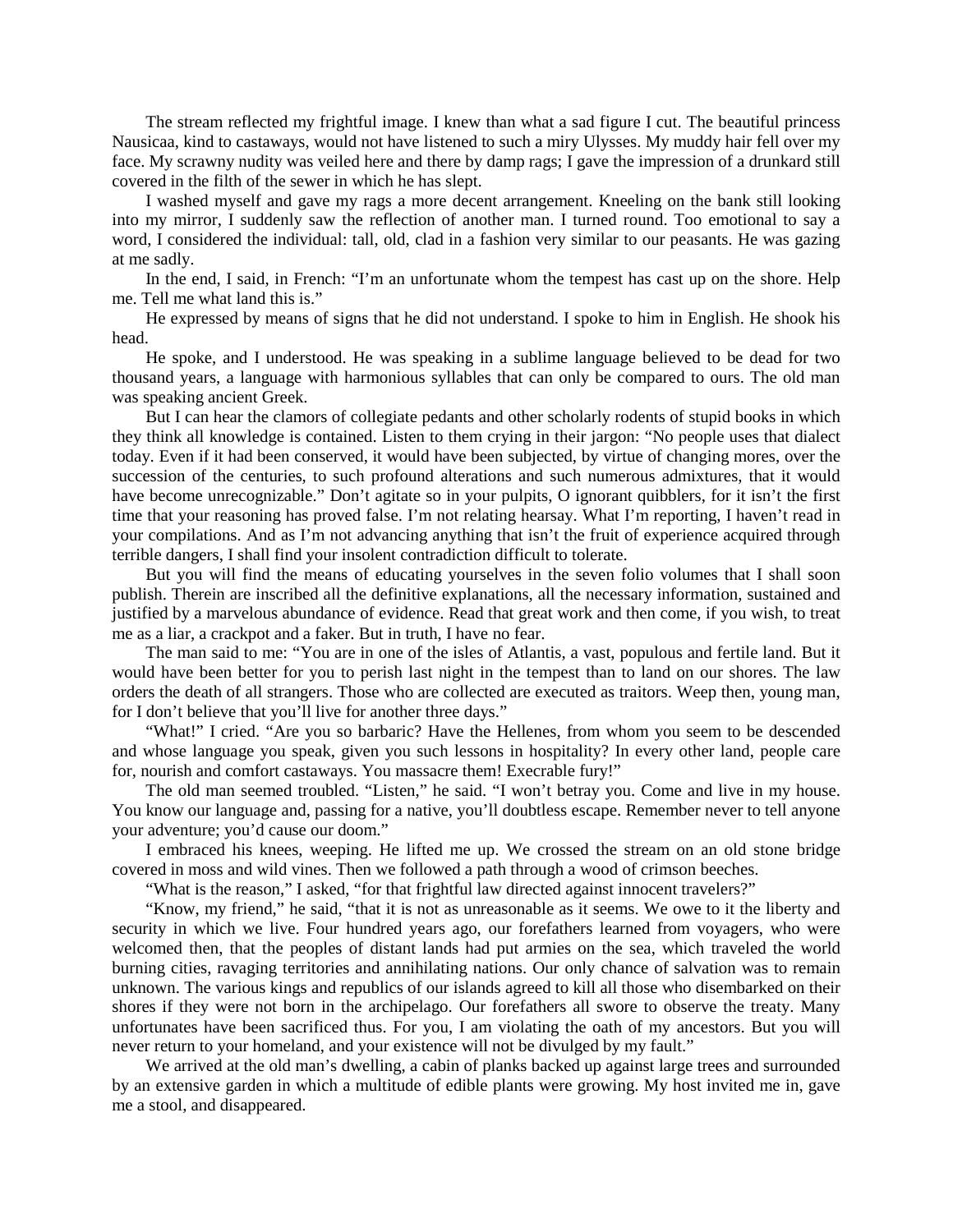The stream reflected my frightful image. I knew than what a sad figure I cut. The beautiful princess Nausicaa, kind to castaways, would not have listened to such a miry Ulysses. My muddy hair fell over my face. My scrawny nudity was veiled here and there by damp rags; I gave the impression of a drunkard still covered in the filth of the sewer in which he has slept.

I washed myself and gave my rags a more decent arrangement. Kneeling on the bank still looking into my mirror, I suddenly saw the reflection of another man. I turned round. Too emotional to say a word, I considered the individual: tall, old, clad in a fashion very similar to our peasants. He was gazing at me sadly.

In the end, I said, in French: "I'm an unfortunate whom the tempest has cast up on the shore. Help me. Tell me what land this is."

He expressed by means of signs that he did not understand. I spoke to him in English. He shook his head.

He spoke, and I understood. He was speaking in a sublime language believed to be dead for two thousand years, a language with harmonious syllables that can only be compared to ours. The old man was speaking ancient Greek.

But I can hear the clamors of collegiate pedants and other scholarly rodents of stupid books in which they think all knowledge is contained. Listen to them crying in their jargon: "No people uses that dialect today. Even if it had been conserved, it would have been subjected, by virtue of changing mores, over the succession of the centuries, to such profound alterations and such numerous admixtures, that it would have become unrecognizable." Don't agitate so in your pulpits, O ignorant quibblers, for it isn't the first time that your reasoning has proved false. I'm not relating hearsay. What I'm reporting, I haven't read in your compilations. And as I'm not advancing anything that isn't the fruit of experience acquired through terrible dangers, I shall find your insolent contradiction difficult to tolerate.

But you will find the means of educating yourselves in the seven folio volumes that I shall soon publish. Therein are inscribed all the definitive explanations, all the necessary information, sustained and justified by a marvelous abundance of evidence. Read that great work and then come, if you wish, to treat me as a liar, a crackpot and a faker. But in truth, I have no fear.

The man said to me: "You are in one of the isles of Atlantis, a vast, populous and fertile land. But it would have been better for you to perish last night in the tempest than to land on our shores. The law orders the death of all strangers. Those who are collected are executed as traitors. Weep then, young man, for I don't believe that you'll live for another three days."

"What!" I cried. "Are you so barbaric? Have the Hellenes, from whom you seem to be descended and whose language you speak, given you such lessons in hospitality? In every other land, people care for, nourish and comfort castaways. You massacre them! Execrable fury!"

The old man seemed troubled. "Listen," he said. "I won't betray you. Come and live in my house. You know our language and, passing for a native, you'll doubtless escape. Remember never to tell anyone your adventure; you'd cause our doom."

I embraced his knees, weeping. He lifted me up. We crossed the stream on an old stone bridge covered in moss and wild vines. Then we followed a path through a wood of crimson beeches.

"What is the reason," I asked, "for that frightful law directed against innocent travelers?"

"Know, my friend," he said, "that it is not as unreasonable as it seems. We owe to it the liberty and security in which we live. Four hundred years ago, our forefathers learned from voyagers, who were welcomed then, that the peoples of distant lands had put armies on the sea, which traveled the world burning cities, ravaging territories and annihilating nations. Our only chance of salvation was to remain unknown. The various kings and republics of our islands agreed to kill all those who disembarked on their shores if they were not born in the archipelago. Our forefathers all swore to observe the treaty. Many unfortunates have been sacrificed thus. For you, I am violating the oath of my ancestors. But you will never return to your homeland, and your existence will not be divulged by my fault."

We arrived at the old man's dwelling, a cabin of planks backed up against large trees and surrounded by an extensive garden in which a multitude of edible plants were growing. My host invited me in, gave me a stool, and disappeared.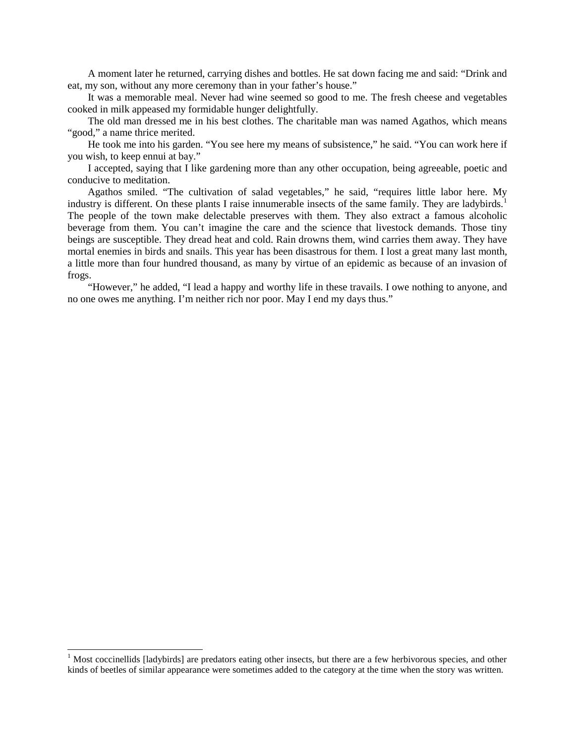A moment later he returned, carrying dishes and bottles. He sat down facing me and said: "Drink and eat, my son, without any more ceremony than in your father's house."

It was a memorable meal. Never had wine seemed so good to me. The fresh cheese and vegetables cooked in milk appeased my formidable hunger delightfully.

The old man dressed me in his best clothes. The charitable man was named Agathos, which means "good," a name thrice merited.

He took me into his garden. "You see here my means of subsistence," he said. "You can work here if you wish, to keep ennui at bay."

I accepted, saying that I like gardening more than any other occupation, being agreeable, poetic and conducive to meditation.

Agathos smiled. "The cultivation of salad vegetables," he said, "requires little labor here. My industry is different. On these plants I raise innumerable insects of the same family. They are ladybirds.[1] The people of the town make delectable preserves with them. They also extract a famous alcoholic beverage from them. You can't imagine the care and the science that livestock demands. Those tiny beings are susceptible. They dread heat and cold. Rain drowns them, wind carries them away. They have mortal enemies in birds and snails. This year has been disastrous for them. I lost a great many last month, a little more than four hundred thousand, as many by virtue of an epidemic as because of an invasion of frogs.

"However," he added, "I lead a happy and worthy life in these travails. I owe nothing to anyone, and no one owes me anything. I'm neither rich nor poor. May I end my days thus."

---

[1] Most coccinellids [ladybirds] are predators eating other insects, but there are a few herbivorous species, and other kinds of beetles of similar appearance were sometimes added to the category at the time when the story was written.